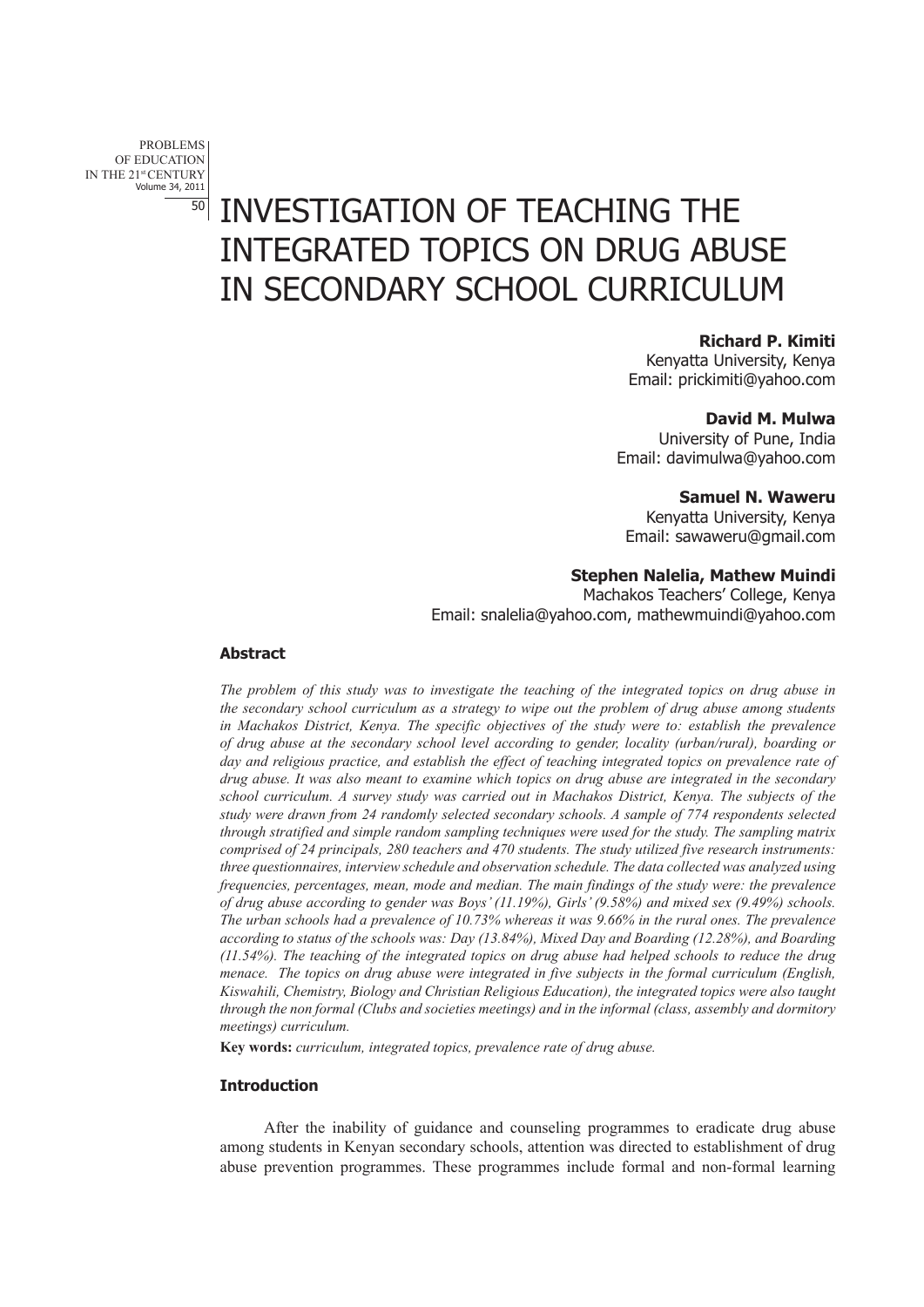# INVESTIGATION OF TEACHING THE INTEGRATED TOPICS ON DRUG ABUSE IN SECONDARY SCHOOL CURRICULUM

**Richard P. Kimiti**
Kenyatta University, Kenya
Email: prickimiti@yahoo.com

**David M. Mulwa**
University of Pune, India
Email: davimulwa@yahoo.com

**Samuel N. Waweru**
Kenyatta University, Kenya
Email: sawaweru@gmail.com

**Stephen Nalelia, Mathew Muindi**
Machakos Teachers' College, Kenya
Email: snalelia@yahoo.com, mathewmuindi@yahoo.com

### Abstract

*The problem of this study was to investigate the teaching of the integrated topics on drug abuse in the secondary school curriculum as a strategy to wipe out the problem of drug abuse among students in Machakos District, Kenya. The specific objectives of the study were to: establish the prevalence of drug abuse at the secondary school level according to gender, locality (urban/rural), boarding or day and religious practice, and establish the effect of teaching integrated topics on prevalence rate of drug abuse. It was also meant to examine which topics on drug abuse are integrated in the secondary school curriculum. A survey study was carried out in Machakos District, Kenya. The subjects of the study were drawn from 24 randomly selected secondary schools. A sample of 774 respondents selected through stratified and simple random sampling techniques were used for the study. The sampling matrix comprised of 24 principals, 280 teachers and 470 students. The study utilized five research instruments: three questionnaires, interview schedule and observation schedule. The data collected was analyzed using frequencies, percentages, mean, mode and median. The main findings of the study were: the prevalence of drug abuse according to gender was Boys' (11.19%), Girls' (9.58%) and mixed sex (9.49%) schools. The urban schools had a prevalence of 10.73% whereas it was 9.66% in the rural ones. The prevalence according to status of the schools was: Day (13.84%), Mixed Day and Boarding (12.28%), and Boarding (11.54%). The teaching of the integrated topics on drug abuse had helped schools to reduce the drug menace. The topics on drug abuse were integrated in five subjects in the formal curriculum (English, Kiswahili, Chemistry, Biology and Christian Religious Education), the integrated topics were also taught through the non formal (Clubs and societies meetings) and in the informal (class, assembly and dormitory meetings) curriculum.*

**Key words:** *curriculum, integrated topics, prevalence rate of drug abuse.*

### Introduction

After the inability of guidance and counseling programmes to eradicate drug abuse among students in Kenyan secondary schools, attention was directed to establishment of drug abuse prevention programmes. These programmes include formal and non-formal learning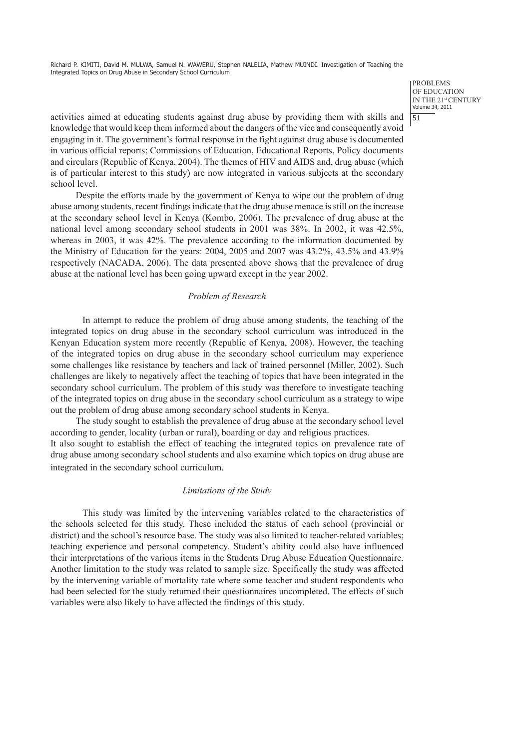activities aimed at educating students against drug abuse by providing them with skills and knowledge that would keep them informed about the dangers of the vice and consequently avoid engaging in it. The government's formal response in the fight against drug abuse is documented in various official reports; Commissions of Education, Educational Reports, Policy documents and circulars (Republic of Kenya, 2004). The themes of HIV and AIDS and, drug abuse (which is of particular interest to this study) are now integrated in various subjects at the secondary school level.

Despite the efforts made by the government of Kenya to wipe out the problem of drug abuse among students, recent findings indicate that the drug abuse menace is still on the increase at the secondary school level in Kenya (Kombo, 2006). The prevalence of drug abuse at the national level among secondary school students in 2001 was 38%. In 2002, it was 42.5%, whereas in 2003, it was 42%. The prevalence according to the information documented by the Ministry of Education for the years: 2004, 2005 and 2007 was 43.2%, 43.5% and 43.9% respectively (NACADA, 2006). The data presented above shows that the prevalence of drug abuse at the national level has been going upward except in the year 2002.

### *Problem of Research*

In attempt to reduce the problem of drug abuse among students, the teaching of the integrated topics on drug abuse in the secondary school curriculum was introduced in the Kenyan Education system more recently (Republic of Kenya, 2008). However, the teaching of the integrated topics on drug abuse in the secondary school curriculum may experience some challenges like resistance by teachers and lack of trained personnel (Miller, 2002). Such challenges are likely to negatively affect the teaching of topics that have been integrated in the secondary school curriculum. The problem of this study was therefore to investigate teaching of the integrated topics on drug abuse in the secondary school curriculum as a strategy to wipe out the problem of drug abuse among secondary school students in Kenya.

The study sought to establish the prevalence of drug abuse at the secondary school level according to gender, locality (urban or rural), boarding or day and religious practices.
It also sought to establish the effect of teaching the integrated topics on prevalence rate of drug abuse among secondary school students and also examine which topics on drug abuse are integrated in the secondary school curriculum.

### *Limitations of the Study*

This study was limited by the intervening variables related to the characteristics of the schools selected for this study. These included the status of each school (provincial or district) and the school's resource base. The study was also limited to teacher-related variables; teaching experience and personal competency. Student's ability could also have influenced their interpretations of the various items in the Students Drug Abuse Education Questionnaire. Another limitation to the study was related to sample size. Specifically the study was affected by the intervening variable of mortality rate where some teacher and student respondents who had been selected for the study returned their questionnaires uncompleted. The effects of such variables were also likely to have affected the findings of this study.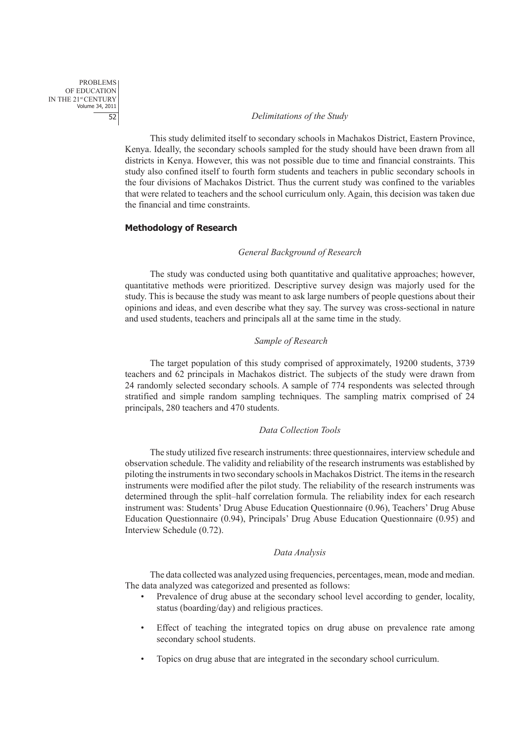### *Delimitations of the Study*

This study delimited itself to secondary schools in Machakos District, Eastern Province, Kenya. Ideally, the secondary schools sampled for the study should have been drawn from all districts in Kenya. However, this was not possible due to time and financial constraints. This study also confined itself to fourth form students and teachers in public secondary schools in the four divisions of Machakos District. Thus the current study was confined to the variables that were related to teachers and the school curriculum only. Again, this decision was taken due the financial and time constraints.

## **Methodology of Research**

### *General Background of Research*

The study was conducted using both quantitative and qualitative approaches; however, quantitative methods were prioritized. Descriptive survey design was majorly used for the study. This is because the study was meant to ask large numbers of people questions about their opinions and ideas, and even describe what they say. The survey was cross-sectional in nature and used students, teachers and principals all at the same time in the study.

### *Sample of Research*

The target population of this study comprised of approximately, 19200 students, 3739 teachers and 62 principals in Machakos district. The subjects of the study were drawn from 24 randomly selected secondary schools. A sample of 774 respondents was selected through stratified and simple random sampling techniques. The sampling matrix comprised of 24 principals, 280 teachers and 470 students.

### *Data Collection Tools*

The study utilized five research instruments: three questionnaires, interview schedule and observation schedule. The validity and reliability of the research instruments was established by piloting the instruments in two secondary schools in Machakos District. The items in the research instruments were modified after the pilot study. The reliability of the research instruments was determined through the split–half correlation formula. The reliability index for each research instrument was: Students' Drug Abuse Education Questionnaire (0.96), Teachers' Drug Abuse Education Questionnaire (0.94), Principals' Drug Abuse Education Questionnaire (0.95) and Interview Schedule (0.72).

### *Data Analysis*

The data collected was analyzed using frequencies, percentages, mean, mode and median. The data analyzed was categorized and presented as follows:

- Prevalence of drug abuse at the secondary school level according to gender, locality, status (boarding/day) and religious practices.
- Effect of teaching the integrated topics on drug abuse on prevalence rate among secondary school students.
- Topics on drug abuse that are integrated in the secondary school curriculum.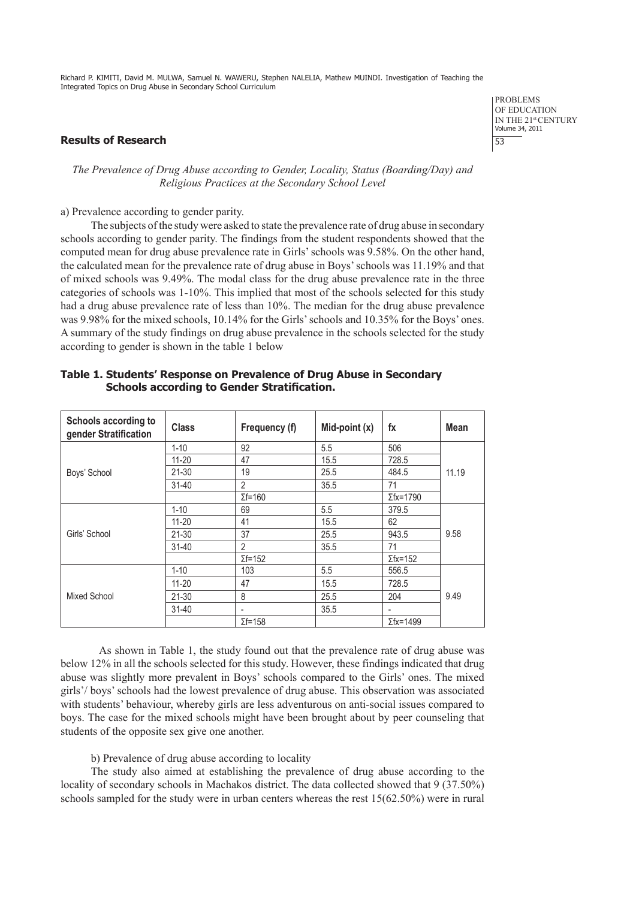## Results of Research

*The Prevalence of Drug Abuse according to Gender, Locality, Status (Boarding/Day) and Religious Practices at the Secondary School Level*

a) Prevalence according to gender parity.

The subjects of the study were asked to state the prevalence rate of drug abuse in secondary schools according to gender parity. The findings from the student respondents showed that the computed mean for drug abuse prevalence rate in Girls' schools was 9.58%. On the other hand, the calculated mean for the prevalence rate of drug abuse in Boys' schools was 11.19% and that of mixed schools was 9.49%. The modal class for the drug abuse prevalence rate in the three categories of schools was 1-10%. This implied that most of the schools selected for this study had a drug abuse prevalence rate of less than 10%. The median for the drug abuse prevalence was 9.98% for the mixed schools, 10.14% for the Girls' schools and 10.35% for the Boys' ones. A summary of the study findings on drug abuse prevalence in the schools selected for the study according to gender is shown in the table 1 below

**Table 1. Students' Response on Prevalence of Drug Abuse in Secondary Schools according to Gender Stratification.**

| Schools according to gender Stratification | Class | Frequency (f) | Mid-point (x) | fx | Mean |
|---|---|---|---|---|---|
| Boys' School | 1-10 | 92 | 5.5 | 506 | 11.19 |
| | 11-20 | 47 | 15.5 | 728.5 | |
| | 21-30 | 19 | 25.5 | 484.5 | |
| | 31-40 | 2 | 35.5 | 71 | |
| | | Σf=160 | | Σfx=1790 | |
| Girls' School | 1-10 | 69 | 5.5 | 379.5 | 9.58 |
| | 11-20 | 41 | 15.5 | 62 | |
| | 21-30 | 37 | 25.5 | 943.5 | |
| | 31-40 | 2 | 35.5 | 71 | |
| | | Σf=152 | | Σfx=152 | |
| Mixed School | 1-10 | 103 | 5.5 | 556.5 | 9.49 |
| | 11-20 | 47 | 15.5 | 728.5 | |
| | 21-30 | 8 | 25.5 | 204 | |
| | 31-40 | - | 35.5 | - | |
| | | Σf=158 | | Σfx=1499 | |

As shown in Table 1, the study found out that the prevalence rate of drug abuse was below 12% in all the schools selected for this study. However, these findings indicated that drug abuse was slightly more prevalent in Boys' schools compared to the Girls' ones. The mixed girls'/ boys' schools had the lowest prevalence of drug abuse. This observation was associated with students' behaviour, whereby girls are less adventurous on anti-social issues compared to boys. The case for the mixed schools might have been brought about by peer counseling that students of the opposite sex give one another.

b) Prevalence of drug abuse according to locality

The study also aimed at establishing the prevalence of drug abuse according to the locality of secondary schools in Machakos district. The data collected showed that 9 (37.50%) schools sampled for the study were in urban centers whereas the rest 15(62.50%) were in rural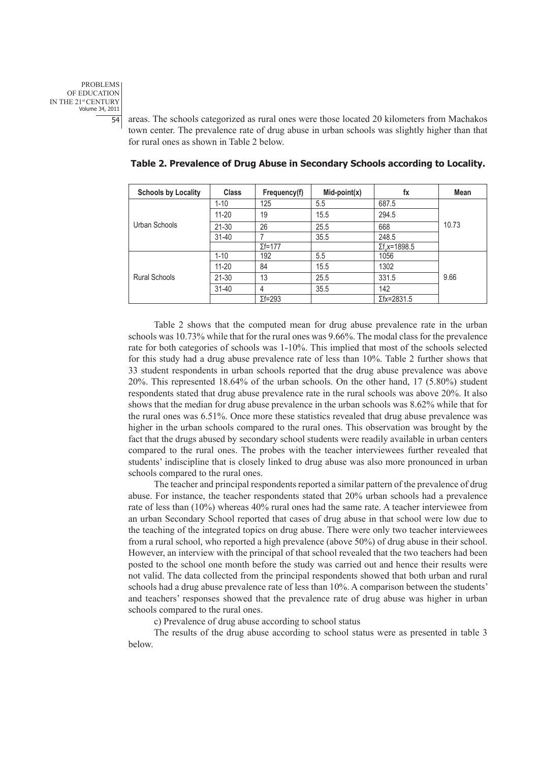areas. The schools categorized as rural ones were those located 20 kilometers from Machakos town center. The prevalence rate of drug abuse in urban schools was slightly higher than that for rural ones as shown in Table 2 below.

**Table 2. Prevalence of Drug Abuse in Secondary Schools according to Locality.**

| Schools by Locality | Class | Frequency(f) | Mid-point(x) | fx | Mean |
|---|---|---|---|---|---|
| Urban Schools | 1-10 | 125 | 5.5 | 687.5 | 10.73 |
| | 11-20 | 19 | 15.5 | 294.5 | |
| | 21-30 | 26 | 25.5 | 668 | |
| | 31-40 | 7 | 35.5 | 248.5 | |
| | | Σf=177 | | Σf,x=1898.5 | |
| Rural Schools | 1-10 | 192 | 5.5 | 1056 | 9.66 |
| | 11-20 | 84 | 15.5 | 1302 | |
| | 21-30 | 13 | 25.5 | 331.5 | |
| | 31-40 | 4 | 35.5 | 142 | |
| | | Σf=293 | | Σfx=2831.5 | |

Table 2 shows that the computed mean for drug abuse prevalence rate in the urban schools was 10.73% while that for the rural ones was 9.66%. The modal class for the prevalence rate for both categories of schools was 1-10%. This implied that most of the schools selected for this study had a drug abuse prevalence rate of less than 10%. Table 2 further shows that 33 student respondents in urban schools reported that the drug abuse prevalence was above 20%. This represented 18.64% of the urban schools. On the other hand, 17 (5.80%) student respondents stated that drug abuse prevalence rate in the rural schools was above 20%. It also shows that the median for drug abuse prevalence in the urban schools was 8.62% while that for the rural ones was 6.51%. Once more these statistics revealed that drug abuse prevalence was higher in the urban schools compared to the rural ones. This observation was brought by the fact that the drugs abused by secondary school students were readily available in urban centers compared to the rural ones. The probes with the teacher interviewees further revealed that students' indiscipline that is closely linked to drug abuse was also more pronounced in urban schools compared to the rural ones.

The teacher and principal respondents reported a similar pattern of the prevalence of drug abuse. For instance, the teacher respondents stated that 20% urban schools had a prevalence rate of less than (10%) whereas 40% rural ones had the same rate. A teacher interviewee from an urban Secondary School reported that cases of drug abuse in that school were low due to the teaching of the integrated topics on drug abuse. There were only two teacher interviewees from a rural school, who reported a high prevalence (above 50%) of drug abuse in their school. However, an interview with the principal of that school revealed that the two teachers had been posted to the school one month before the study was carried out and hence their results were not valid. The data collected from the principal respondents showed that both urban and rural schools had a drug abuse prevalence rate of less than 10%. A comparison between the students' and teachers' responses showed that the prevalence rate of drug abuse was higher in urban schools compared to the rural ones.

c) Prevalence of drug abuse according to school status

The results of the drug abuse according to school status were as presented in table 3 below.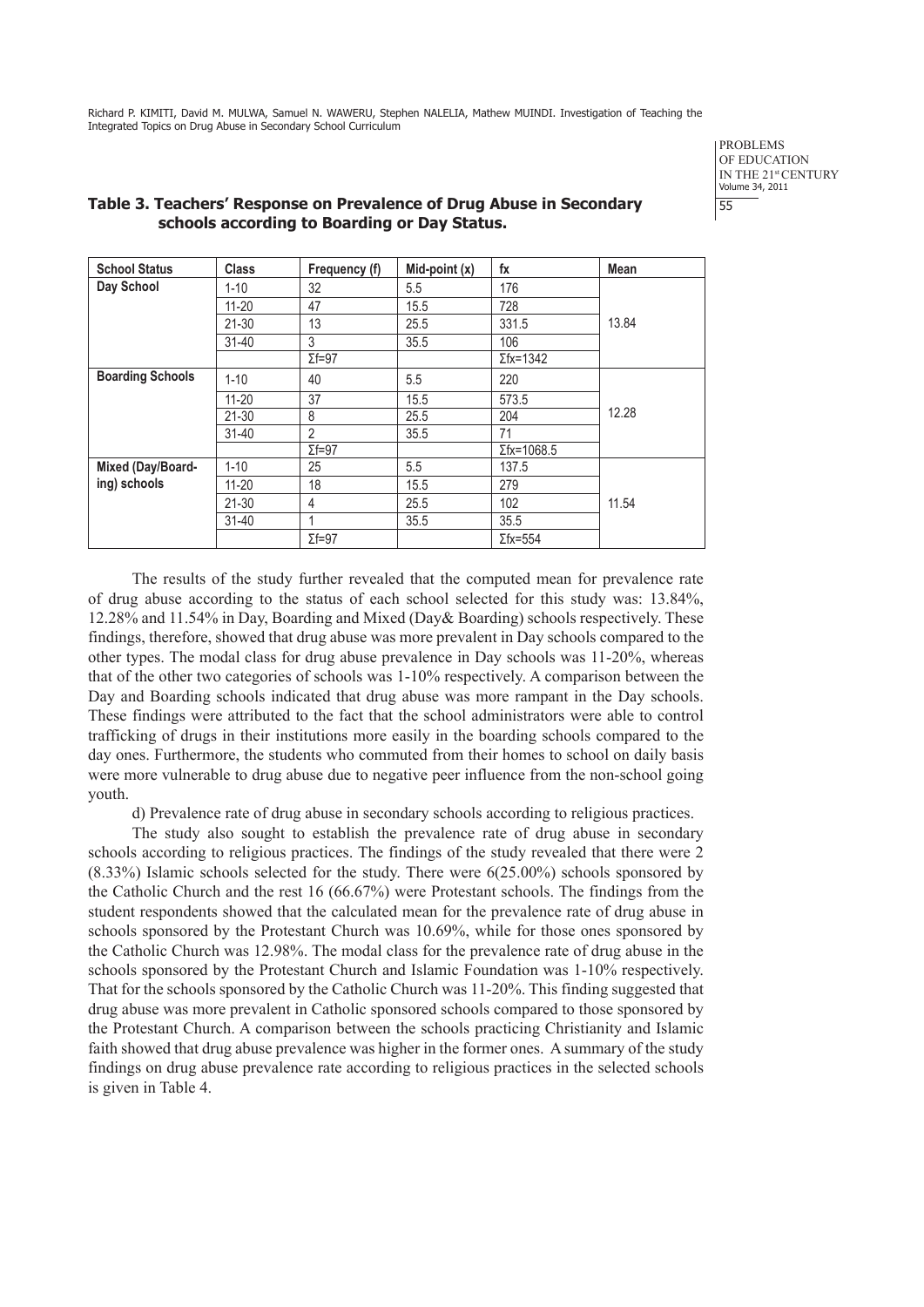**Table 3. Teachers' Response on Prevalence of Drug Abuse in Secondary schools according to Boarding or Day Status.**

| School Status | Class | Frequency (f) | Mid-point (x) | fx | Mean |
|---|---|---|---|---|---|
| **Day School** | 1-10 | 32 | 5.5 | 176 | |
| | 11-20 | 47 | 15.5 | 728 | |
| | 21-30 | 13 | 25.5 | 331.5 | 13.84 |
| | 31-40 | 3 | 35.5 | 106 | |
| | | Σf=97 | | Σfx=1342 | |
| **Boarding Schools** | 1-10 | 40 | 5.5 | 220 | |
| | 11-20 | 37 | 15.5 | 573.5 | |
| | 21-30 | 8 | 25.5 | 204 | 12.28 |
| | 31-40 | 2 | 35.5 | 71 | |
| | | Σf=97 | | Σfx=1068.5 | |
| **Mixed (Day/Boarding) schools** | 1-10 | 25 | 5.5 | 137.5 | |
| | 11-20 | 18 | 15.5 | 279 | |
| | 21-30 | 4 | 25.5 | 102 | 11.54 |
| | 31-40 | 1 | 35.5 | 35.5 | |
| | | Σf=97 | | Σfx=554 | |

The results of the study further revealed that the computed mean for prevalence rate of drug abuse according to the status of each school selected for this study was: 13.84%, 12.28% and 11.54% in Day, Boarding and Mixed (Day& Boarding) schools respectively. These findings, therefore, showed that drug abuse was more prevalent in Day schools compared to the other types. The modal class for drug abuse prevalence in Day schools was 11-20%, whereas that of the other two categories of schools was 1-10% respectively. A comparison between the Day and Boarding schools indicated that drug abuse was more rampant in the Day schools. These findings were attributed to the fact that the school administrators were able to control trafficking of drugs in their institutions more easily in the boarding schools compared to the day ones. Furthermore, the students who commuted from their homes to school on daily basis were more vulnerable to drug abuse due to negative peer influence from the non-school going youth.

d) Prevalence rate of drug abuse in secondary schools according to religious practices.

The study also sought to establish the prevalence rate of drug abuse in secondary schools according to religious practices. The findings of the study revealed that there were 2 (8.33%) Islamic schools selected for the study. There were 6(25.00%) schools sponsored by the Catholic Church and the rest 16 (66.67%) were Protestant schools. The findings from the student respondents showed that the calculated mean for the prevalence rate of drug abuse in schools sponsored by the Protestant Church was 10.69%, while for those ones sponsored by the Catholic Church was 12.98%. The modal class for the prevalence rate of drug abuse in the schools sponsored by the Protestant Church and Islamic Foundation was 1-10% respectively. That for the schools sponsored by the Catholic Church was 11-20%. This finding suggested that drug abuse was more prevalent in Catholic sponsored schools compared to those sponsored by the Protestant Church. A comparison between the schools practicing Christianity and Islamic faith showed that drug abuse prevalence was higher in the former ones. A summary of the study findings on drug abuse prevalence rate according to religious practices in the selected schools is given in Table 4.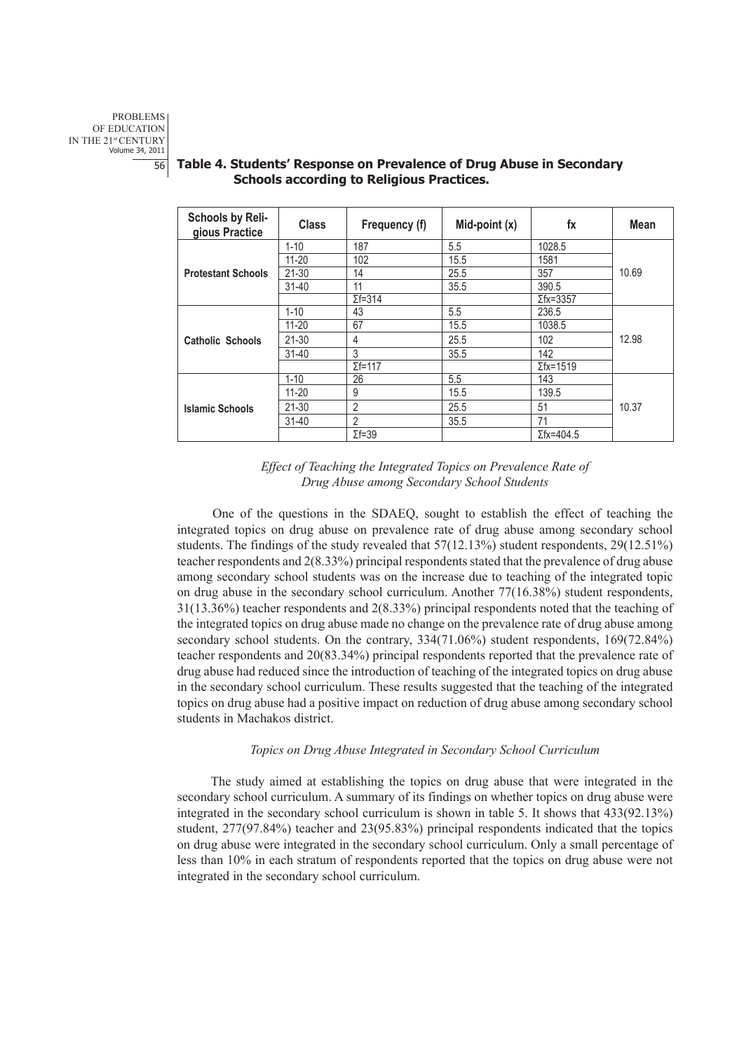**Table 4. Students' Response on Prevalence of Drug Abuse in Secondary Schools according to Religious Practices.**

| Schools by Religious Practice | Class | Frequency (f) | Mid-point (x) | fx | Mean |
|---|---|---|---|---|---|
| Protestant Schools | 1-10 | 187 | 5.5 | 1028.5 | 10.69 |
| | 11-20 | 102 | 15.5 | 1581 | |
| | 21-30 | 14 | 25.5 | 357 | |
| | 31-40 | 11 | 35.5 | 390.5 | |
| | | Σf=314 | | Σfx=3357 | |
| Catholic Schools | 1-10 | 43 | 5.5 | 236.5 | 12.98 |
| | 11-20 | 67 | 15.5 | 1038.5 | |
| | 21-30 | 4 | 25.5 | 102 | |
| | 31-40 | 3 | 35.5 | 142 | |
| | | Σf=117 | | Σfx=1519 | |
| Islamic Schools | 1-10 | 26 | 5.5 | 143 | 10.37 |
| | 11-20 | 9 | 15.5 | 139.5 | |
| | 21-30 | 2 | 25.5 | 51 | |
| | 31-40 | 2 | 35.5 | 71 | |
| | | Σf=39 | | Σfx=404.5 | |

*Effect of Teaching the Integrated Topics on Prevalence Rate of Drug Abuse among Secondary School Students*

One of the questions in the SDAEQ, sought to establish the effect of teaching the integrated topics on drug abuse on prevalence rate of drug abuse among secondary school students. The findings of the study revealed that 57(12.13%) student respondents, 29(12.51%) teacher respondents and 2(8.33%) principal respondents stated that the prevalence of drug abuse among secondary school students was on the increase due to teaching of the integrated topic on drug abuse in the secondary school curriculum. Another 77(16.38%) student respondents, 31(13.36%) teacher respondents and 2(8.33%) principal respondents noted that the teaching of the integrated topics on drug abuse made no change on the prevalence rate of drug abuse among secondary school students. On the contrary, 334(71.06%) student respondents, 169(72.84%) teacher respondents and 20(83.34%) principal respondents reported that the prevalence rate of drug abuse had reduced since the introduction of teaching of the integrated topics on drug abuse in the secondary school curriculum. These results suggested that the teaching of the integrated topics on drug abuse had a positive impact on reduction of drug abuse among secondary school students in Machakos district.

*Topics on Drug Abuse Integrated in Secondary School Curriculum*

The study aimed at establishing the topics on drug abuse that were integrated in the secondary school curriculum. A summary of its findings on whether topics on drug abuse were integrated in the secondary school curriculum is shown in table 5. It shows that 433(92.13%) student, 277(97.84%) teacher and 23(95.83%) principal respondents indicated that the topics on drug abuse were integrated in the secondary school curriculum. Only a small percentage of less than 10% in each stratum of respondents reported that the topics on drug abuse were not integrated in the secondary school curriculum.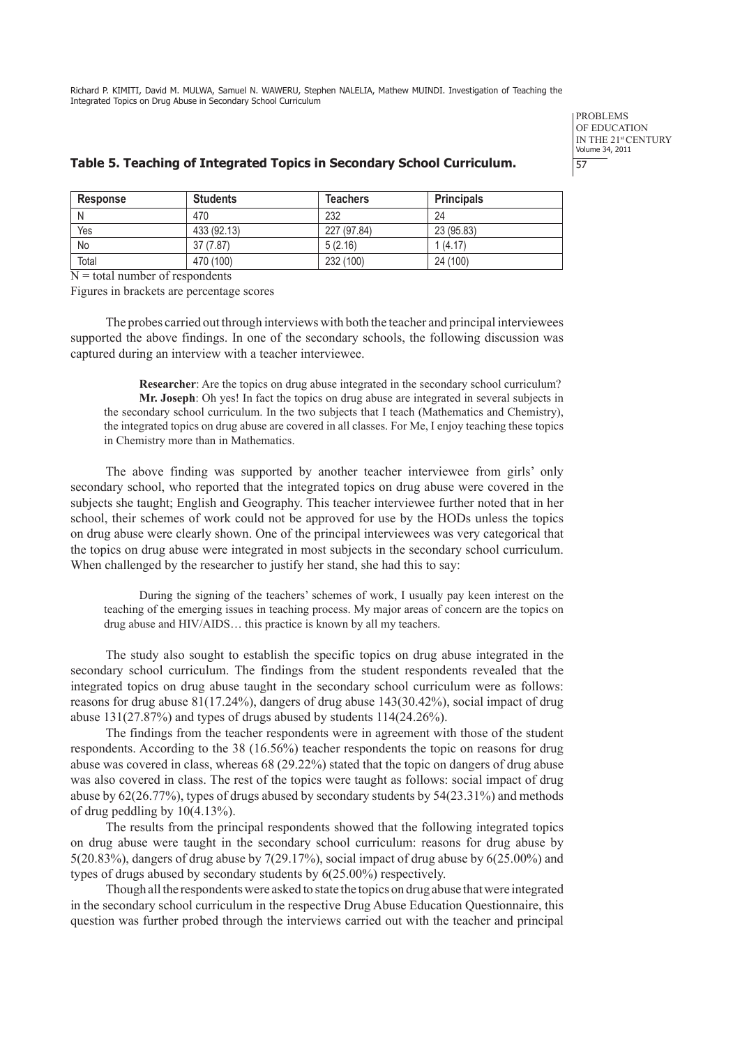**Table 5. Teaching of Integrated Topics in Secondary School Curriculum.**

| Response | Students | Teachers | Principals |
|---|---|---|---|
| N | 470 | 232 | 24 |
| Yes | 433 (92.13) | 227 (97.84) | 23 (95.83) |
| No | 37 (7.87) | 5 (2.16) | 1 (4.17) |
| Total | 470 (100) | 232 (100) | 24 (100) |

N = total number of respondents

Figures in brackets are percentage scores

The probes carried out through interviews with both the teacher and principal interviewees supported the above findings. In one of the secondary schools, the following discussion was captured during an interview with a teacher interviewee.

> **Researcher**: Are the topics on drug abuse integrated in the secondary school curriculum?
>
> **Mr. Joseph**: Oh yes! In fact the topics on drug abuse are integrated in several subjects in the secondary school curriculum. In the two subjects that I teach (Mathematics and Chemistry), the integrated topics on drug abuse are covered in all classes. For Me, I enjoy teaching these topics in Chemistry more than in Mathematics.

The above finding was supported by another teacher interviewee from girls' only secondary school, who reported that the integrated topics on drug abuse were covered in the subjects she taught; English and Geography. This teacher interviewee further noted that in her school, their schemes of work could not be approved for use by the HODs unless the topics on drug abuse were clearly shown. One of the principal interviewees was very categorical that the topics on drug abuse were integrated in most subjects in the secondary school curriculum. When challenged by the researcher to justify her stand, she had this to say:

> During the signing of the teachers' schemes of work, I usually pay keen interest on the teaching of the emerging issues in teaching process. My major areas of concern are the topics on drug abuse and HIV/AIDS… this practice is known by all my teachers.

The study also sought to establish the specific topics on drug abuse integrated in the secondary school curriculum. The findings from the student respondents revealed that the integrated topics on drug abuse taught in the secondary school curriculum were as follows: reasons for drug abuse 81(17.24%), dangers of drug abuse 143(30.42%), social impact of drug abuse 131(27.87%) and types of drugs abused by students 114(24.26%).

The findings from the teacher respondents were in agreement with those of the student respondents. According to the 38 (16.56%) teacher respondents the topic on reasons for drug abuse was covered in class, whereas 68 (29.22%) stated that the topic on dangers of drug abuse was also covered in class. The rest of the topics were taught as follows: social impact of drug abuse by 62(26.77%), types of drugs abused by secondary students by 54(23.31%) and methods of drug peddling by 10(4.13%).

The results from the principal respondents showed that the following integrated topics on drug abuse were taught in the secondary school curriculum: reasons for drug abuse by 5(20.83%), dangers of drug abuse by 7(29.17%), social impact of drug abuse by 6(25.00%) and types of drugs abused by secondary students by 6(25.00%) respectively.

Though all the respondents were asked to state the topics on drug abuse that were integrated in the secondary school curriculum in the respective Drug Abuse Education Questionnaire, this question was further probed through the interviews carried out with the teacher and principal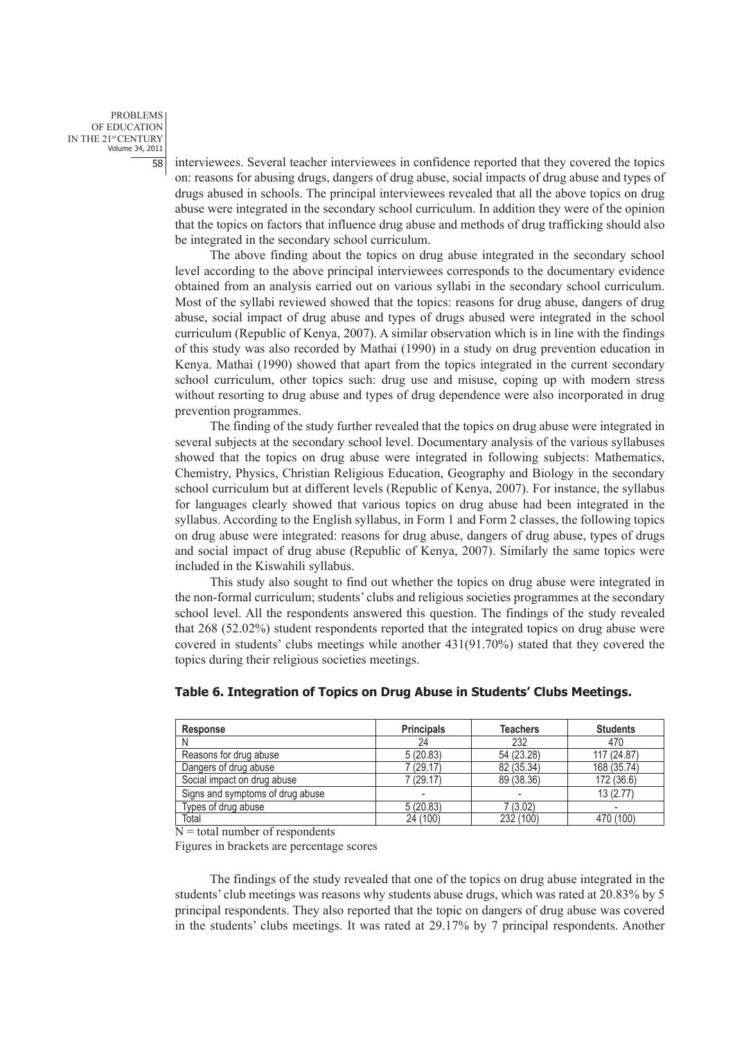interviewees. Several teacher interviewees in confidence reported that they covered the topics on: reasons for abusing drugs, dangers of drug abuse, social impacts of drug abuse and types of drugs abused in schools. The principal interviewees revealed that all the above topics on drug abuse were integrated in the secondary school curriculum. In addition they were of the opinion that the topics on factors that influence drug abuse and methods of drug trafficking should also be integrated in the secondary school curriculum.

The above finding about the topics on drug abuse integrated in the secondary school level according to the above principal interviewees corresponds to the documentary evidence obtained from an analysis carried out on various syllabi in the secondary school curriculum. Most of the syllabi reviewed showed that the topics: reasons for drug abuse, dangers of drug abuse, social impact of drug abuse and types of drugs abused were integrated in the school curriculum (Republic of Kenya, 2007). A similar observation which is in line with the findings of this study was also recorded by Mathai (1990) in a study on drug prevention education in Kenya. Mathai (1990) showed that apart from the topics integrated in the current secondary school curriculum, other topics such: drug use and misuse, coping up with modern stress without resorting to drug abuse and types of drug dependence were also incorporated in drug prevention programmes.

The finding of the study further revealed that the topics on drug abuse were integrated in several subjects at the secondary school level. Documentary analysis of the various syllabuses showed that the topics on drug abuse were integrated in following subjects: Mathematics, Chemistry, Physics, Christian Religious Education, Geography and Biology in the secondary school curriculum but at different levels (Republic of Kenya, 2007). For instance, the syllabus for languages clearly showed that various topics on drug abuse had been integrated in the syllabus. According to the English syllabus, in Form 1 and Form 2 classes, the following topics on drug abuse were integrated: reasons for drug abuse, dangers of drug abuse, types of drugs and social impact of drug abuse (Republic of Kenya, 2007). Similarly the same topics were included in the Kiswahili syllabus.

This study also sought to find out whether the topics on drug abuse were integrated in the non-formal curriculum; students' clubs and religious societies programmes at the secondary school level. All the respondents answered this question. The findings of the study revealed that 268 (52.02%) student respondents reported that the integrated topics on drug abuse were covered in students' clubs meetings while another 431(91.70%) stated that they covered the topics during their religious societies meetings.

**Table 6. Integration of Topics on Drug Abuse in Students' Clubs Meetings.**

| Response | Principals | Teachers | Students |
|---|---|---|---|
| N | 24 | 232 | 470 |
| Reasons for drug abuse | 5 (20.83) | 54 (23.28) | 117 (24.87) |
| Dangers of drug abuse | 7 (29.17) | 82 (35.34) | 168 (35.74) |
| Social impact on drug abuse | 7 (29.17) | 89 (38.36) | 172 (36.6) |
| Signs and symptoms of drug abuse | - | - | 13 (2.77) |
| Types of drug abuse | 5 (20.83) | 7 (3.02) | - |
| Total | 24 (100) | 232 (100) | 470 (100) |

N = total number of respondents

Figures in brackets are percentage scores

The findings of the study revealed that one of the topics on drug abuse integrated in the students' club meetings was reasons why students abuse drugs, which was rated at 20.83% by 5 principal respondents. They also reported that the topic on dangers of drug abuse was covered in the students' clubs meetings. It was rated at 29.17% by 7 principal respondents. Another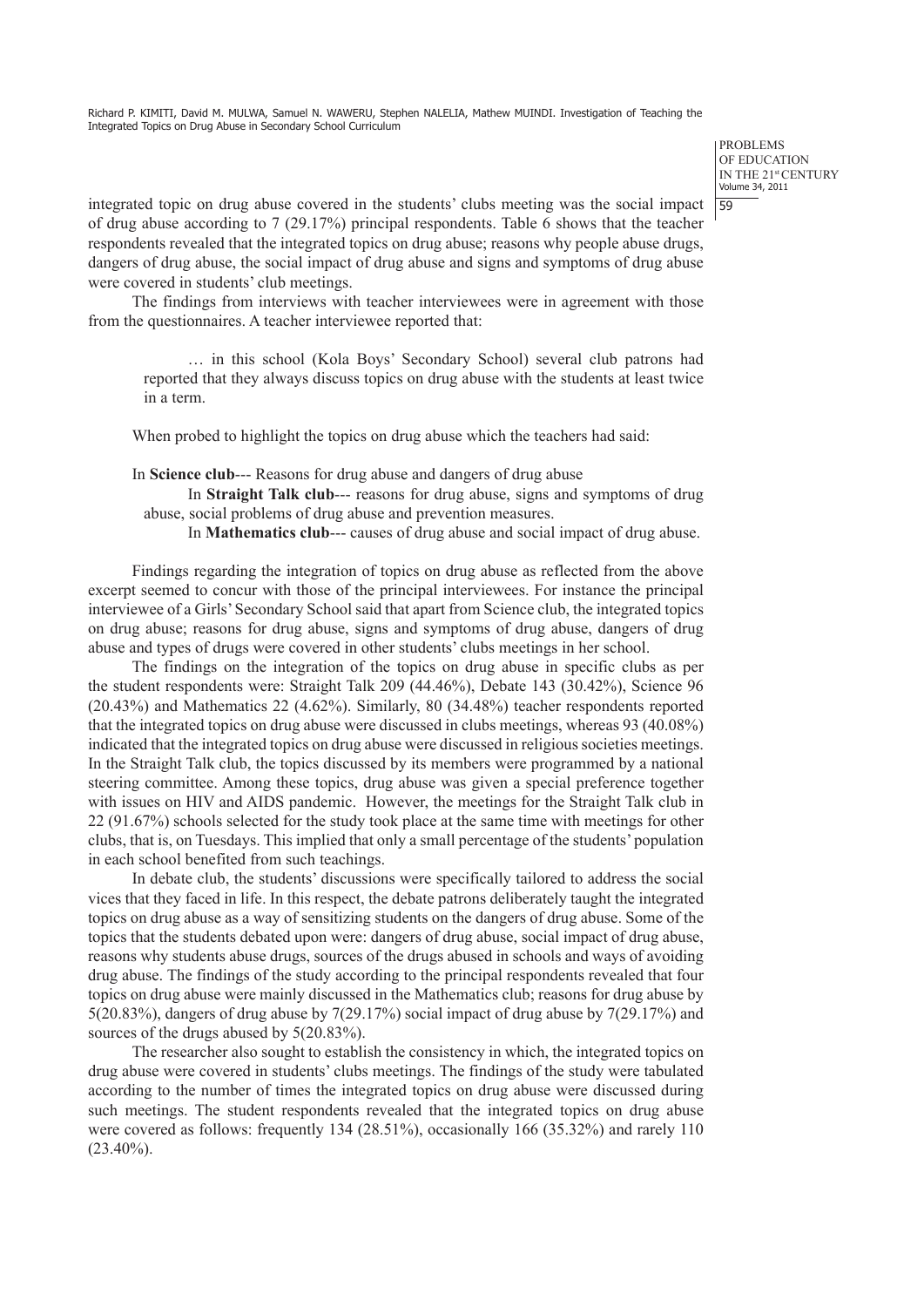integrated topic on drug abuse covered in the students' clubs meeting was the social impact of drug abuse according to 7 (29.17%) principal respondents. Table 6 shows that the teacher respondents revealed that the integrated topics on drug abuse; reasons why people abuse drugs, dangers of drug abuse, the social impact of drug abuse and signs and symptoms of drug abuse were covered in students' club meetings.

The findings from interviews with teacher interviewees were in agreement with those from the questionnaires. A teacher interviewee reported that:

> … in this school (Kola Boys' Secondary School) several club patrons had reported that they always discuss topics on drug abuse with the students at least twice in a term.

When probed to highlight the topics on drug abuse which the teachers had said:

> In **Science club**--- Reasons for drug abuse and dangers of drug abuse
>
> In **Straight Talk club**--- reasons for drug abuse, signs and symptoms of drug abuse, social problems of drug abuse and prevention measures.
>
> In **Mathematics club**--- causes of drug abuse and social impact of drug abuse.

Findings regarding the integration of topics on drug abuse as reflected from the above excerpt seemed to concur with those of the principal interviewees. For instance the principal interviewee of a Girls' Secondary School said that apart from Science club, the integrated topics on drug abuse; reasons for drug abuse, signs and symptoms of drug abuse, dangers of drug abuse and types of drugs were covered in other students' clubs meetings in her school.

The findings on the integration of the topics on drug abuse in specific clubs as per the student respondents were: Straight Talk 209 (44.46%), Debate 143 (30.42%), Science 96 (20.43%) and Mathematics 22 (4.62%). Similarly, 80 (34.48%) teacher respondents reported that the integrated topics on drug abuse were discussed in clubs meetings, whereas 93 (40.08%) indicated that the integrated topics on drug abuse were discussed in religious societies meetings. In the Straight Talk club, the topics discussed by its members were programmed by a national steering committee. Among these topics, drug abuse was given a special preference together with issues on HIV and AIDS pandemic. However, the meetings for the Straight Talk club in 22 (91.67%) schools selected for the study took place at the same time with meetings for other clubs, that is, on Tuesdays. This implied that only a small percentage of the students' population in each school benefited from such teachings.

In debate club, the students' discussions were specifically tailored to address the social vices that they faced in life. In this respect, the debate patrons deliberately taught the integrated topics on drug abuse as a way of sensitizing students on the dangers of drug abuse. Some of the topics that the students debated upon were: dangers of drug abuse, social impact of drug abuse, reasons why students abuse drugs, sources of the drugs abused in schools and ways of avoiding drug abuse. The findings of the study according to the principal respondents revealed that four topics on drug abuse were mainly discussed in the Mathematics club; reasons for drug abuse by 5(20.83%), dangers of drug abuse by 7(29.17%) social impact of drug abuse by 7(29.17%) and sources of the drugs abused by 5(20.83%).

The researcher also sought to establish the consistency in which, the integrated topics on drug abuse were covered in students' clubs meetings. The findings of the study were tabulated according to the number of times the integrated topics on drug abuse were discussed during such meetings. The student respondents revealed that the integrated topics on drug abuse were covered as follows: frequently 134 (28.51%), occasionally 166 (35.32%) and rarely 110 (23.40%).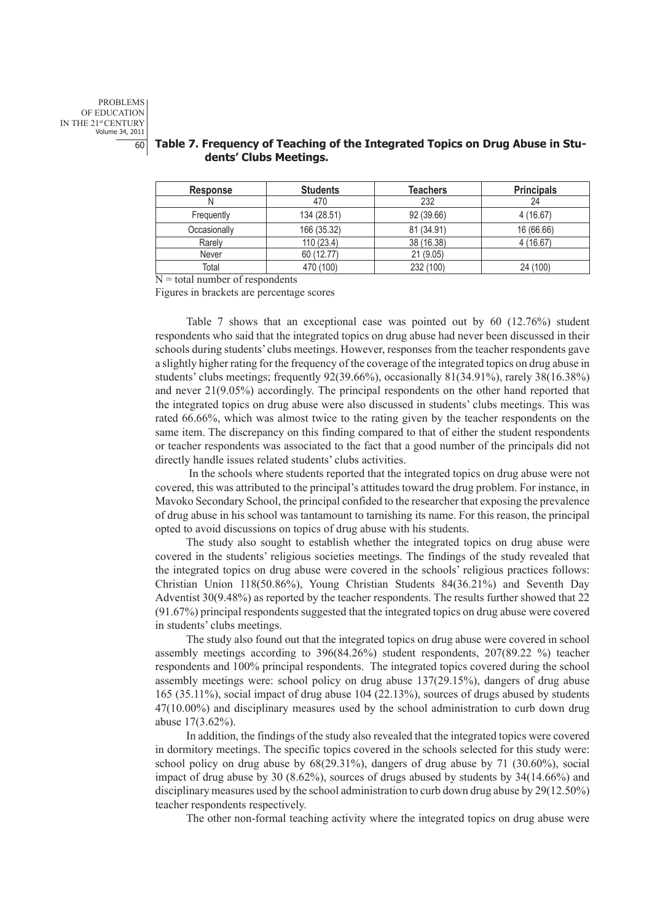**Table 7. Frequency of Teaching of the Integrated Topics on Drug Abuse in Students' Clubs Meetings.**

| Response | Students | Teachers | Principals |
|---|---|---|---|
| N | 470 | 232 | 24 |
| Frequently | 134 (28.51) | 92 (39.66) | 4 (16.67) |
| Occasionally | 166 (35.32) | 81 (34.91) | 16 (66.66) |
| Rarely | 110 (23.4) | 38 (16.38) | 4 (16.67) |
| Never | 60 (12.77) | 21 (9.05) | |
| Total | 470 (100) | 232 (100) | 24 (100) |

N = total number of respondents

Figures in brackets are percentage scores

Table 7 shows that an exceptional case was pointed out by 60 (12.76%) student respondents who said that the integrated topics on drug abuse had never been discussed in their schools during students' clubs meetings. However, responses from the teacher respondents gave a slightly higher rating for the frequency of the coverage of the integrated topics on drug abuse in students' clubs meetings; frequently 92(39.66%), occasionally 81(34.91%), rarely 38(16.38%) and never 21(9.05%) accordingly. The principal respondents on the other hand reported that the integrated topics on drug abuse were also discussed in students' clubs meetings. This was rated 66.66%, which was almost twice to the rating given by the teacher respondents on the same item. The discrepancy on this finding compared to that of either the student respondents or teacher respondents was associated to the fact that a good number of the principals did not directly handle issues related students' clubs activities.

In the schools where students reported that the integrated topics on drug abuse were not covered, this was attributed to the principal's attitudes toward the drug problem. For instance, in Mavoko Secondary School, the principal confided to the researcher that exposing the prevalence of drug abuse in his school was tantamount to tarnishing its name. For this reason, the principal opted to avoid discussions on topics of drug abuse with his students.

The study also sought to establish whether the integrated topics on drug abuse were covered in the students' religious societies meetings. The findings of the study revealed that the integrated topics on drug abuse were covered in the schools' religious practices follows: Christian Union 118(50.86%), Young Christian Students 84(36.21%) and Seventh Day Adventist 30(9.48%) as reported by the teacher respondents. The results further showed that 22 (91.67%) principal respondents suggested that the integrated topics on drug abuse were covered in students' clubs meetings.

The study also found out that the integrated topics on drug abuse were covered in school assembly meetings according to 396(84.26%) student respondents, 207(89.22 %) teacher respondents and 100% principal respondents. The integrated topics covered during the school assembly meetings were: school policy on drug abuse 137(29.15%), dangers of drug abuse 165 (35.11%), social impact of drug abuse 104 (22.13%), sources of drugs abused by students 47(10.00%) and disciplinary measures used by the school administration to curb down drug abuse 17(3.62%).

In addition, the findings of the study also revealed that the integrated topics were covered in dormitory meetings. The specific topics covered in the schools selected for this study were: school policy on drug abuse by 68(29.31%), dangers of drug abuse by 71 (30.60%), social impact of drug abuse by 30 (8.62%), sources of drugs abused by students by 34(14.66%) and disciplinary measures used by the school administration to curb down drug abuse by 29(12.50%) teacher respondents respectively.

The other non-formal teaching activity where the integrated topics on drug abuse were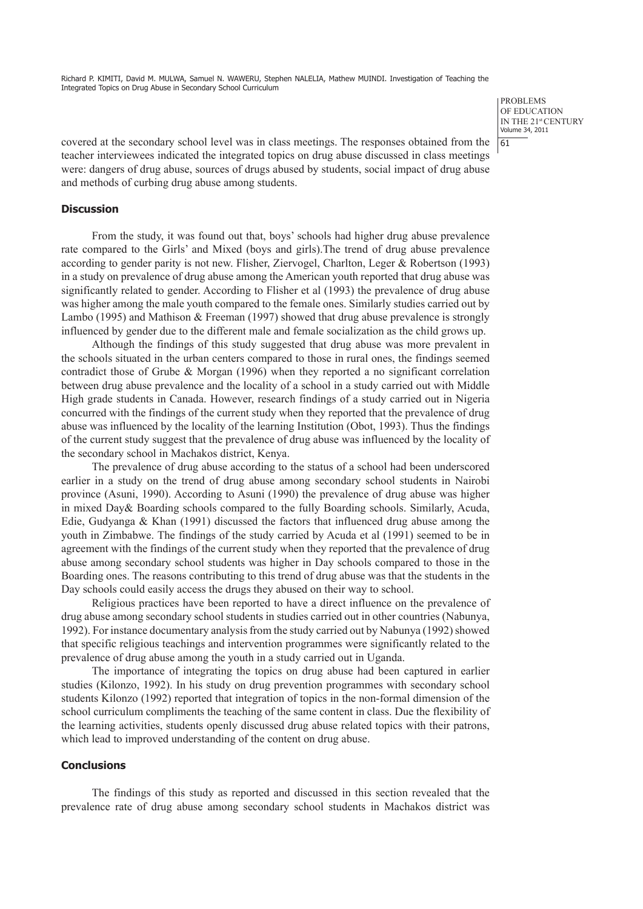covered at the secondary school level was in class meetings. The responses obtained from the teacher interviewees indicated the integrated topics on drug abuse discussed in class meetings were: dangers of drug abuse, sources of drugs abused by students, social impact of drug abuse and methods of curbing drug abuse among students.

## Discussion

From the study, it was found out that, boys' schools had higher drug abuse prevalence rate compared to the Girls' and Mixed (boys and girls).The trend of drug abuse prevalence according to gender parity is not new. Flisher, Ziervogel, Charlton, Leger & Robertson (1993) in a study on prevalence of drug abuse among the American youth reported that drug abuse was significantly related to gender. According to Flisher et al (1993) the prevalence of drug abuse was higher among the male youth compared to the female ones. Similarly studies carried out by Lambo (1995) and Mathison & Freeman (1997) showed that drug abuse prevalence is strongly influenced by gender due to the different male and female socialization as the child grows up.

Although the findings of this study suggested that drug abuse was more prevalent in the schools situated in the urban centers compared to those in rural ones, the findings seemed contradict those of Grube & Morgan (1996) when they reported a no significant correlation between drug abuse prevalence and the locality of a school in a study carried out with Middle High grade students in Canada. However, research findings of a study carried out in Nigeria concurred with the findings of the current study when they reported that the prevalence of drug abuse was influenced by the locality of the learning Institution (Obot, 1993). Thus the findings of the current study suggest that the prevalence of drug abuse was influenced by the locality of the secondary school in Machakos district, Kenya.

The prevalence of drug abuse according to the status of a school had been underscored earlier in a study on the trend of drug abuse among secondary school students in Nairobi province (Asuni, 1990). According to Asuni (1990) the prevalence of drug abuse was higher in mixed Day& Boarding schools compared to the fully Boarding schools. Similarly, Acuda, Edie, Gudyanga & Khan (1991) discussed the factors that influenced drug abuse among the youth in Zimbabwe. The findings of the study carried by Acuda et al (1991) seemed to be in agreement with the findings of the current study when they reported that the prevalence of drug abuse among secondary school students was higher in Day schools compared to those in the Boarding ones. The reasons contributing to this trend of drug abuse was that the students in the Day schools could easily access the drugs they abused on their way to school.

Religious practices have been reported to have a direct influence on the prevalence of drug abuse among secondary school students in studies carried out in other countries (Nabunya, 1992). For instance documentary analysis from the study carried out by Nabunya (1992) showed that specific religious teachings and intervention programmes were significantly related to the prevalence of drug abuse among the youth in a study carried out in Uganda.

The importance of integrating the topics on drug abuse had been captured in earlier studies (Kilonzo, 1992). In his study on drug prevention programmes with secondary school students Kilonzo (1992) reported that integration of topics in the non-formal dimension of the school curriculum compliments the teaching of the same content in class. Due the flexibility of the learning activities, students openly discussed drug abuse related topics with their patrons, which lead to improved understanding of the content on drug abuse.

## Conclusions

The findings of this study as reported and discussed in this section revealed that the prevalence rate of drug abuse among secondary school students in Machakos district was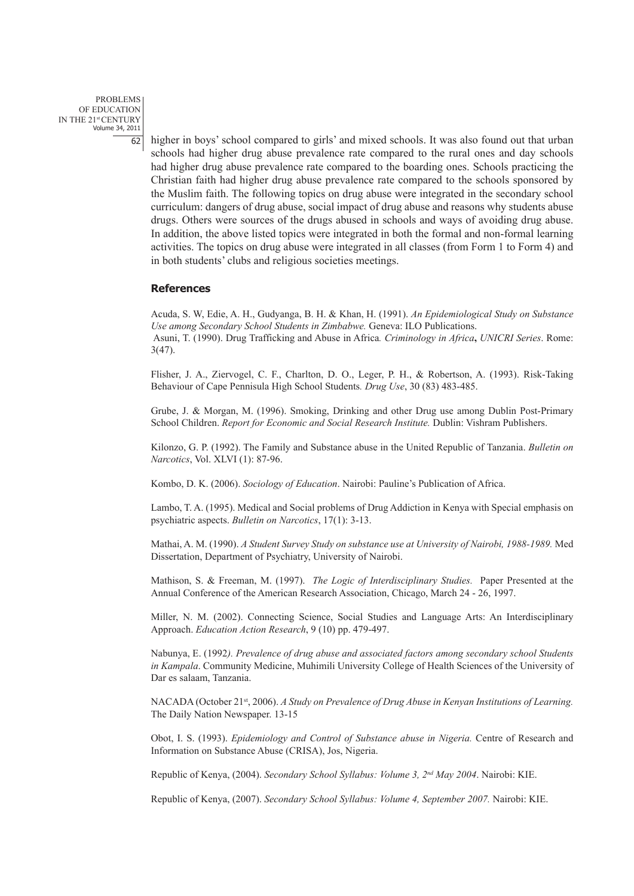higher in boys' school compared to girls' and mixed schools. It was also found out that urban schools had higher drug abuse prevalence rate compared to the rural ones and day schools had higher drug abuse prevalence rate compared to the boarding ones. Schools practicing the Christian faith had higher drug abuse prevalence rate compared to the schools sponsored by the Muslim faith. The following topics on drug abuse were integrated in the secondary school curriculum: dangers of drug abuse, social impact of drug abuse and reasons why students abuse drugs. Others were sources of the drugs abused in schools and ways of avoiding drug abuse. In addition, the above listed topics were integrated in both the formal and non-formal learning activities. The topics on drug abuse were integrated in all classes (from Form 1 to Form 4) and in both students' clubs and religious societies meetings.

## References

Acuda, S. W, Edie, A. H., Gudyanga, B. H. & Khan, H. (1991). *An Epidemiological Study on Substance Use among Secondary School Students in Zimbabwe.* Geneva: ILO Publications.
Asuni, T. (1990). Drug Trafficking and Abuse in Africa*. Criminology in Africa***,** *UNICRI Series*. Rome: 3(47).

Flisher, J. A., Ziervogel, C. F., Charlton, D. O., Leger, P. H., & Robertson, A. (1993). Risk-Taking Behaviour of Cape Pennisula High School Students*. Drug Use*, 30 (83) 483-485.

Grube, J. & Morgan, M. (1996). Smoking, Drinking and other Drug use among Dublin Post-Primary School Children. *Report for Economic and Social Research Institute.* Dublin: Vishram Publishers.

Kilonzo, G. P. (1992). The Family and Substance abuse in the United Republic of Tanzania. *Bulletin on Narcotics*, Vol. XLVI (1): 87-96.

Kombo, D. K. (2006). *Sociology of Education*. Nairobi: Pauline's Publication of Africa.

Lambo, T. A. (1995). Medical and Social problems of Drug Addiction in Kenya with Special emphasis on psychiatric aspects. *Bulletin on Narcotics*, 17(1): 3-13.

Mathai, A. M. (1990). *A Student Survey Study on substance use at University of Nairobi, 1988-1989.* Med Dissertation, Department of Psychiatry, University of Nairobi.

Mathison, S. & Freeman, M. (1997). *The Logic of Interdisciplinary Studies.* Paper Presented at the Annual Conference of the American Research Association, Chicago, March 24 - 26, 1997.

Miller, N. M. (2002). Connecting Science, Social Studies and Language Arts: An Interdisciplinary Approach. *Education Action Research*, 9 (10) pp. 479-497.

Nabunya, E. (1992*). Prevalence of drug abuse and associated factors among secondary school Students in Kampala*. Community Medicine, Muhimili University College of Health Sciences of the University of Dar es salaam, Tanzania.

NACADA (October 21st, 2006). *A Study on Prevalence of Drug Abuse in Kenyan Institutions of Learning.* The Daily Nation Newspaper. 13-15

Obot, I. S. (1993). *Epidemiology and Control of Substance abuse in Nigeria.* Centre of Research and Information on Substance Abuse (CRISA), Jos, Nigeria.

Republic of Kenya, (2004). *Secondary School Syllabus: Volume 3, 2nd May 2004*. Nairobi: KIE.

Republic of Kenya, (2007). *Secondary School Syllabus: Volume 4, September 2007.* Nairobi: KIE.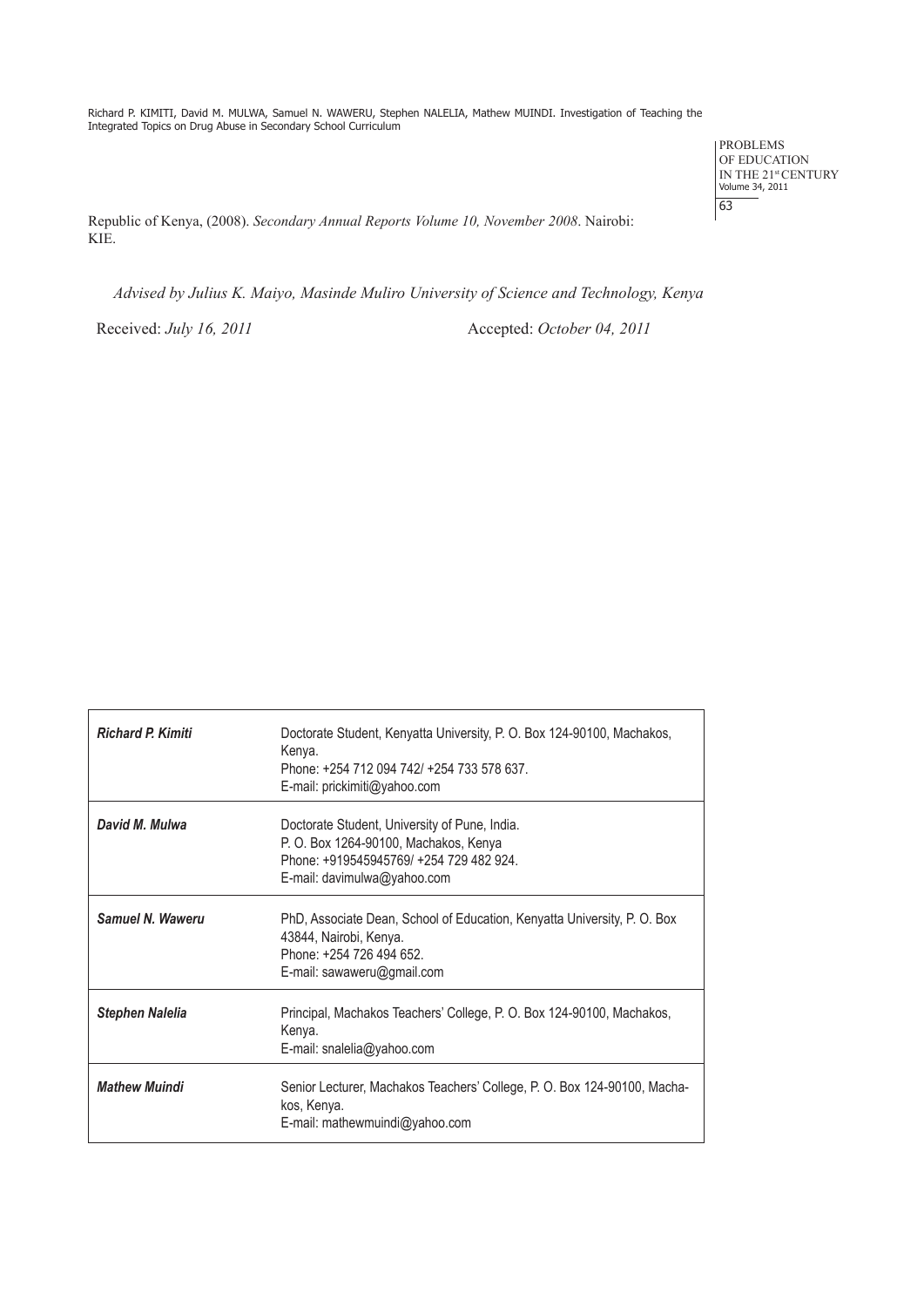Republic of Kenya, (2008). *Secondary Annual Reports Volume 10, November 2008*. Nairobi: KIE.

*Advised by Julius K. Maiyo, Masinde Muliro University of Science and Technology, Kenya*

Received: *July 16, 2011*  Accepted: *October 04, 2011*

| | |
|---|---|
| ***Richard P. Kimiti*** | Doctorate Student, Kenyatta University, P. O. Box 124-90100, Machakos, Kenya.<br>Phone: +254 712 094 742/ +254 733 578 637.<br>E-mail: prickimiti@yahoo.com |
| ***David M. Mulwa*** | Doctorate Student, University of Pune, India.<br>P. O. Box 1264-90100, Machakos, Kenya<br>Phone: +919545945769/ +254 729 482 924.<br>E-mail: davimulwa@yahoo.com |
| ***Samuel N. Waweru*** | PhD, Associate Dean, School of Education, Kenyatta University, P. O. Box 43844, Nairobi, Kenya.<br>Phone: +254 726 494 652.<br>E-mail: sawaweru@gmail.com |
| ***Stephen Nalelia*** | Principal, Machakos Teachers' College, P. O. Box 124-90100, Machakos, Kenya.<br>E-mail: snalelia@yahoo.com |
| ***Mathew Muindi*** | Senior Lecturer, Machakos Teachers' College, P. O. Box 124-90100, Machakos, Kenya.<br>E-mail: mathewmuindi@yahoo.com |